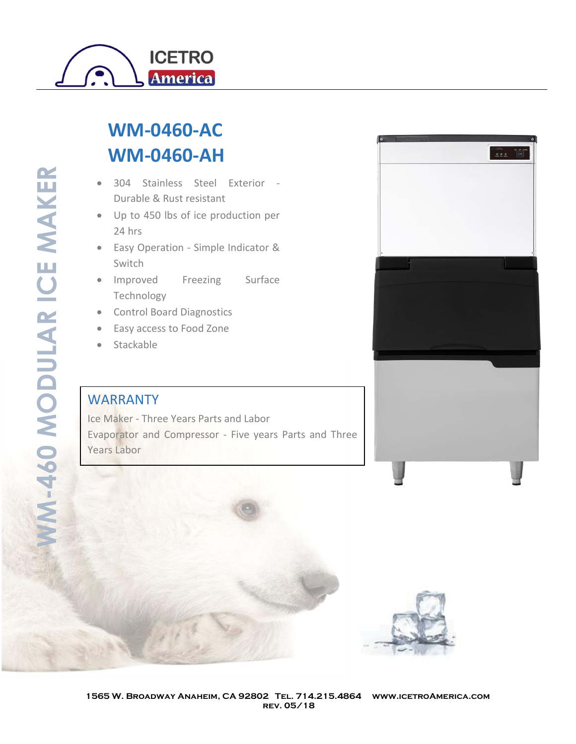ICETRO America

WM-460 MODULAR ICE MAKER

# WM-0460-AC
# WM-0460-AH

- 304 Stainless Steel Exterior - Durable & Rust resistant
- Up to 450 lbs of ice production per 24 hrs
- Easy Operation - Simple Indicator & Switch
- Improved Freezing Surface Technology
- Control Board Diagnostics
- Easy access to Food Zone
- Stackable

## WARRANTY

Ice Maker - Three Years Parts and Labor

Evaporator and Compressor - Five years Parts and Three Years Labor

1565 W. Broadway Anaheim, CA 92802 Tel. 714.215.4864 www.icetroAmerica.com
rev. 05/18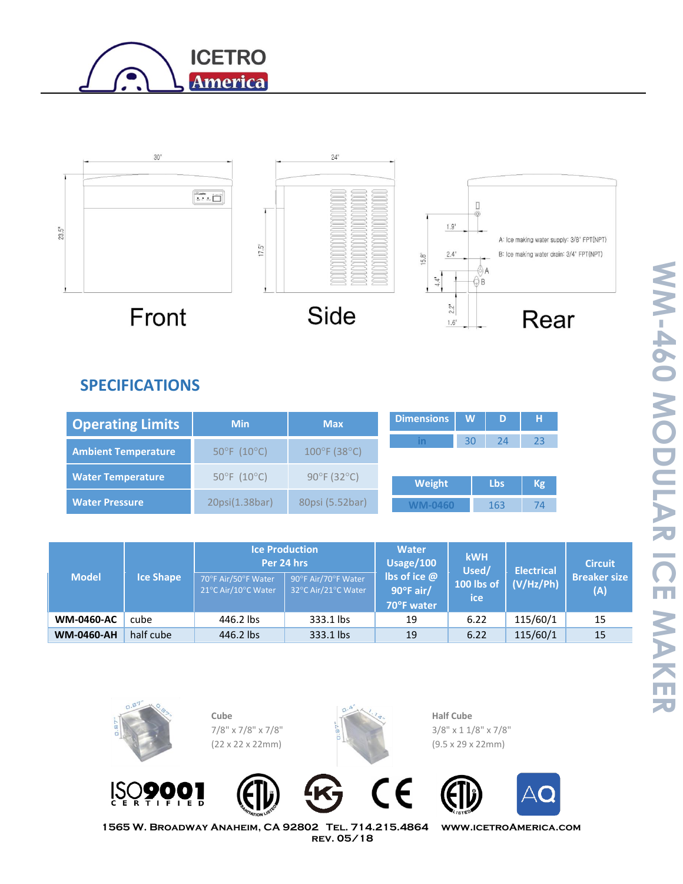ICETRO America

WM-460 MODULAR ICE MAKER

30"

23.5"

24"

17.5"

Front

Side

1.9"

2.4"

15.8"

4.4"

2.2"

1.6"

A

B

A: Ice making water supply: 3/8" FPT(NPT)

B: Ice making water drain: 3/4" FPT(NPT)

Rear

## SPECIFICATIONS

| Operating Limits | Min | Max |
|---|---|---|
| Ambient Temperature | 50°F (10°C) | 100°F (38°C) |
| Water Temperature | 50°F (10°C) | 90°F (32°C) |
| Water Pressure | 20psi(1.38bar) | 80psi (5.52bar) |

| Dimensions | W | D | H |
|---|---|---|---|
| in | 30 | 24 | 23 |

| Weight | Lbs | Kg |
|---|---|---|
| WM-0460 | 163 | 74 |

| Model | Ice Shape | Ice Production Per 24 hrs | | Water Usage/100 lbs of ice @ 90°F air/ 70°F water | kWH Used/ 100 lbs of ice | Electrical (V/Hz/Ph) | Circuit Breaker size (A) |
|---|---|---|---|---|---|---|---|
| | | 70°F Air/50°F Water 21°C Air/10°C Water | 90°F Air/70°F Water 32°C Air/21°C Water | | | | |
| WM-0460-AC | cube | 446.2 lbs | 333.1 lbs | 19 | 6.22 | 115/60/1 | 15 |
| WM-0460-AH | half cube | 446.2 lbs | 333.1 lbs | 19 | 6.22 | 115/60/1 | 15 |

0.87" 0.87" 0.87"

**Cube**
7/8" x 7/8" x 7/8"
(22 x 22 x 22mm)

0.4" 1.14" 0.87"

**Half Cube**
3/8" x 1 1/8" x 7/8"
(9.5 x 29 x 22mm)

ISO9001 CERTIFIED

1565 W. Broadway Anaheim, CA 92802 Tel. 714.215.4864 www.icetroamerica.com
Rev. 05/18